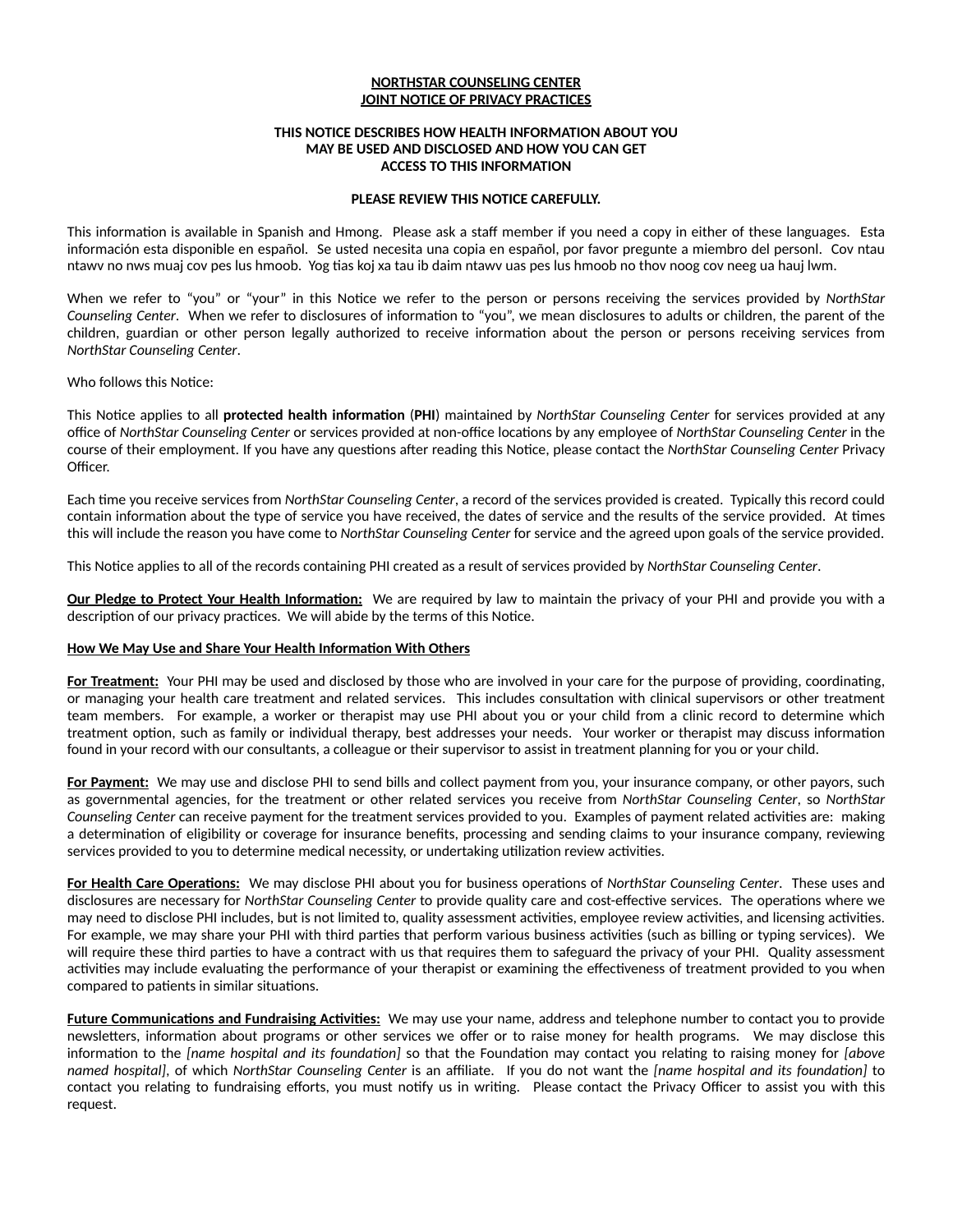**NORTHSTAR COUNSELING CENTER**
**JOINT NOTICE OF PRIVACY PRACTICES**

**THIS NOTICE DESCRIBES HOW HEALTH INFORMATION ABOUT YOU MAY BE USED AND DISCLOSED AND HOW YOU CAN GET ACCESS TO THIS INFORMATION**

**PLEASE REVIEW THIS NOTICE CAREFULLY.**

This information is available in Spanish and Hmong. Please ask a staff member if you need a copy in either of these languages. Esta información esta disponible en español. Se usted necesita una copia en español, por favor pregunte a miembro del personl. Cov ntau ntawv no nws muaj cov pes lus hmoob. Yog tias koj xa tau ib daim ntawv uas pes lus hmoob no thov noog cov neeg ua hauj lwm.

When we refer to "you" or "your" in this Notice we refer to the person or persons receiving the services provided by *NorthStar Counseling Center*. When we refer to disclosures of information to "you", we mean disclosures to adults or children, the parent of the children, guardian or other person legally authorized to receive information about the person or persons receiving services from *NorthStar Counseling Center*.

Who follows this Notice:

This Notice applies to all **protected health information** (**PHI**) maintained by *NorthStar Counseling Center* for services provided at any office of *NorthStar Counseling Center* or services provided at non-office locations by any employee of *NorthStar Counseling Center* in the course of their employment. If you have any questions after reading this Notice, please contact the *NorthStar Counseling Center* Privacy Officer.

Each time you receive services from *NorthStar Counseling Center*, a record of the services provided is created. Typically this record could contain information about the type of service you have received, the dates of service and the results of the service provided. At times this will include the reason you have come to *NorthStar Counseling Center* for service and the agreed upon goals of the service provided.

This Notice applies to all of the records containing PHI created as a result of services provided by *NorthStar Counseling Center*.

**Our Pledge to Protect Your Health Information:** We are required by law to maintain the privacy of your PHI and provide you with a description of our privacy practices. We will abide by the terms of this Notice.

**How We May Use and Share Your Health Information With Others**

**For Treatment:** Your PHI may be used and disclosed by those who are involved in your care for the purpose of providing, coordinating, or managing your health care treatment and related services. This includes consultation with clinical supervisors or other treatment team members. For example, a worker or therapist may use PHI about you or your child from a clinic record to determine which treatment option, such as family or individual therapy, best addresses your needs. Your worker or therapist may discuss information found in your record with our consultants, a colleague or their supervisor to assist in treatment planning for you or your child.

**For Payment:** We may use and disclose PHI to send bills and collect payment from you, your insurance company, or other payors, such as governmental agencies, for the treatment or other related services you receive from *NorthStar Counseling Center*, so *NorthStar Counseling Center* can receive payment for the treatment services provided to you. Examples of payment related activities are: making a determination of eligibility or coverage for insurance benefits, processing and sending claims to your insurance company, reviewing services provided to you to determine medical necessity, or undertaking utilization review activities.

**For Health Care Operations:** We may disclose PHI about you for business operations of *NorthStar Counseling Center*. These uses and disclosures are necessary for *NorthStar Counseling Center* to provide quality care and cost-effective services. The operations where we may need to disclose PHI includes, but is not limited to, quality assessment activities, employee review activities, and licensing activities. For example, we may share your PHI with third parties that perform various business activities (such as billing or typing services). We will require these third parties to have a contract with us that requires them to safeguard the privacy of your PHI. Quality assessment activities may include evaluating the performance of your therapist or examining the effectiveness of treatment provided to you when compared to patients in similar situations.

**Future Communications and Fundraising Activities:** We may use your name, address and telephone number to contact you to provide newsletters, information about programs or other services we offer or to raise money for health programs. We may disclose this information to the *[name hospital and its foundation]* so that the Foundation may contact you relating to raising money for *[above named hospital]*, of which *NorthStar Counseling Center* is an affiliate. If you do not want the *[name hospital and its foundation]* to contact you relating to fundraising efforts, you must notify us in writing. Please contact the Privacy Officer to assist you with this request.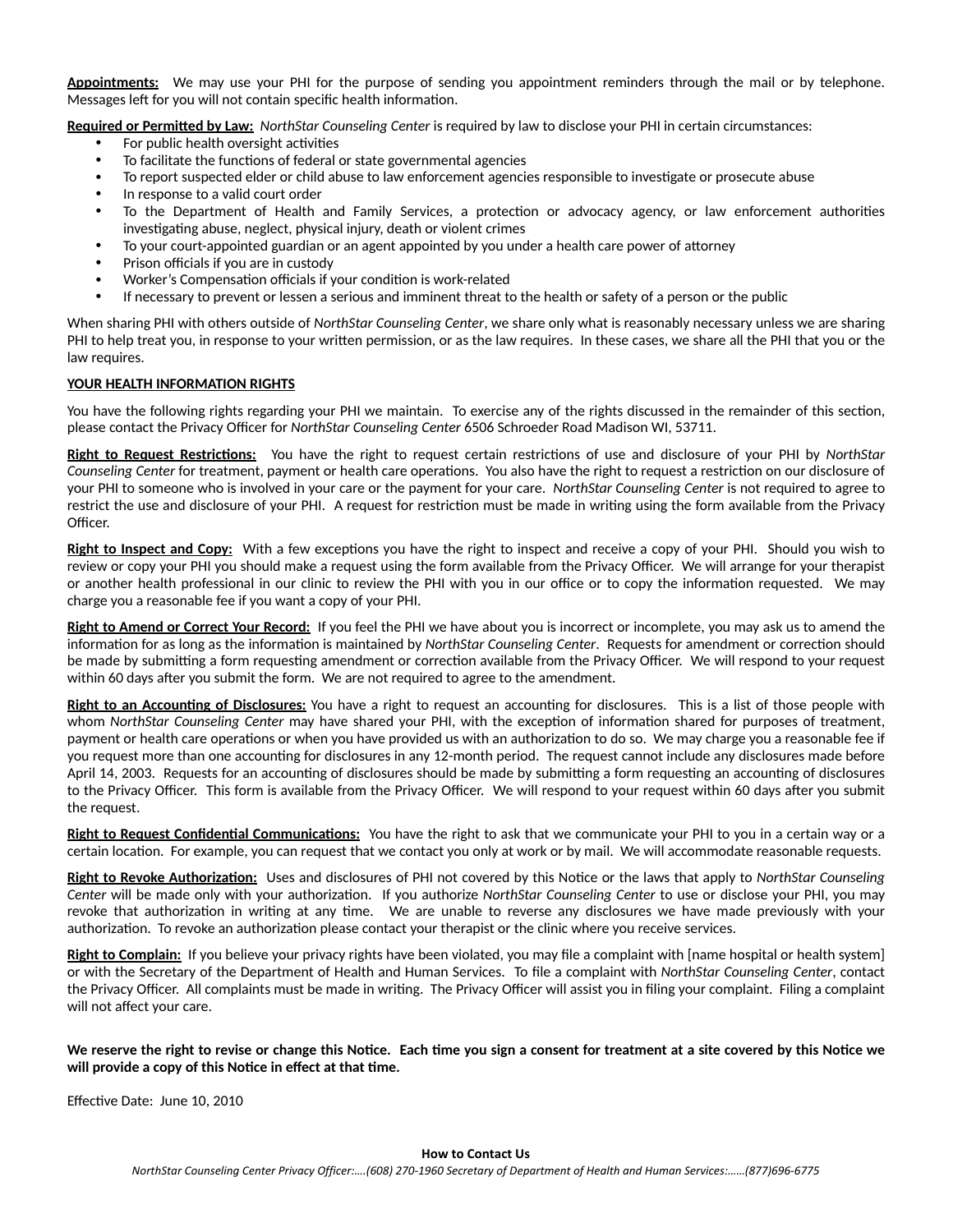**Appointments:** We may use your PHI for the purpose of sending you appointment reminders through the mail or by telephone. Messages left for you will not contain specific health information.

**Required or Permitted by Law:** *NorthStar Counseling Center* is required by law to disclose your PHI in certain circumstances:

- For public health oversight activities
- To facilitate the functions of federal or state governmental agencies
- To report suspected elder or child abuse to law enforcement agencies responsible to investigate or prosecute abuse
- In response to a valid court order
- To the Department of Health and Family Services, a protection or advocacy agency, or law enforcement authorities investigating abuse, neglect, physical injury, death or violent crimes
- To your court-appointed guardian or an agent appointed by you under a health care power of attorney
- Prison officials if you are in custody
- Worker's Compensation officials if your condition is work-related
- If necessary to prevent or lessen a serious and imminent threat to the health or safety of a person or the public

When sharing PHI with others outside of *NorthStar Counseling Center*, we share only what is reasonably necessary unless we are sharing PHI to help treat you, in response to your written permission, or as the law requires. In these cases, we share all the PHI that you or the law requires.

**YOUR HEALTH INFORMATION RIGHTS**

You have the following rights regarding your PHI we maintain. To exercise any of the rights discussed in the remainder of this section, please contact the Privacy Officer for *NorthStar Counseling Center* 6506 Schroeder Road Madison WI, 53711.

**Right to Request Restrictions:** You have the right to request certain restrictions of use and disclosure of your PHI by *NorthStar Counseling Center* for treatment, payment or health care operations. You also have the right to request a restriction on our disclosure of your PHI to someone who is involved in your care or the payment for your care. *NorthStar Counseling Center* is not required to agree to restrict the use and disclosure of your PHI. A request for restriction must be made in writing using the form available from the Privacy Officer.

**Right to Inspect and Copy:** With a few exceptions you have the right to inspect and receive a copy of your PHI. Should you wish to review or copy your PHI you should make a request using the form available from the Privacy Officer. We will arrange for your therapist or another health professional in our clinic to review the PHI with you in our office or to copy the information requested. We may charge you a reasonable fee if you want a copy of your PHI.

**Right to Amend or Correct Your Record:** If you feel the PHI we have about you is incorrect or incomplete, you may ask us to amend the information for as long as the information is maintained by *NorthStar Counseling Center*. Requests for amendment or correction should be made by submitting a form requesting amendment or correction available from the Privacy Officer. We will respond to your request within 60 days after you submit the form. We are not required to agree to the amendment.

**Right to an Accounting of Disclosures:** You have a right to request an accounting for disclosures. This is a list of those people with whom *NorthStar Counseling Center* may have shared your PHI, with the exception of information shared for purposes of treatment, payment or health care operations or when you have provided us with an authorization to do so. We may charge you a reasonable fee if you request more than one accounting for disclosures in any 12-month period. The request cannot include any disclosures made before April 14, 2003. Requests for an accounting of disclosures should be made by submitting a form requesting an accounting of disclosures to the Privacy Officer. This form is available from the Privacy Officer. We will respond to your request within 60 days after you submit the request.

**Right to Request Confidential Communications:** You have the right to ask that we communicate your PHI to you in a certain way or a certain location. For example, you can request that we contact you only at work or by mail. We will accommodate reasonable requests.

**Right to Revoke Authorization:** Uses and disclosures of PHI not covered by this Notice or the laws that apply to *NorthStar Counseling Center* will be made only with your authorization. If you authorize *NorthStar Counseling Center* to use or disclose your PHI, you may revoke that authorization in writing at any time. We are unable to reverse any disclosures we have made previously with your authorization. To revoke an authorization please contact your therapist or the clinic where you receive services.

**Right to Complain:** If you believe your privacy rights have been violated, you may file a complaint with [name hospital or health system] or with the Secretary of the Department of Health and Human Services. To file a complaint with *NorthStar Counseling Center*, contact the Privacy Officer. All complaints must be made in writing. The Privacy Officer will assist you in filing your complaint. Filing a complaint will not affect your care.

**We reserve the right to revise or change this Notice. Each time you sign a consent for treatment at a site covered by this Notice we will provide a copy of this Notice in effect at that time.**

Effective Date: June 10, 2010

**How to Contact Us**

*NorthStar Counseling Center Privacy Officer:….(608) 270-1960 Secretary of Department of Health and Human Services:……(877)696-6775*